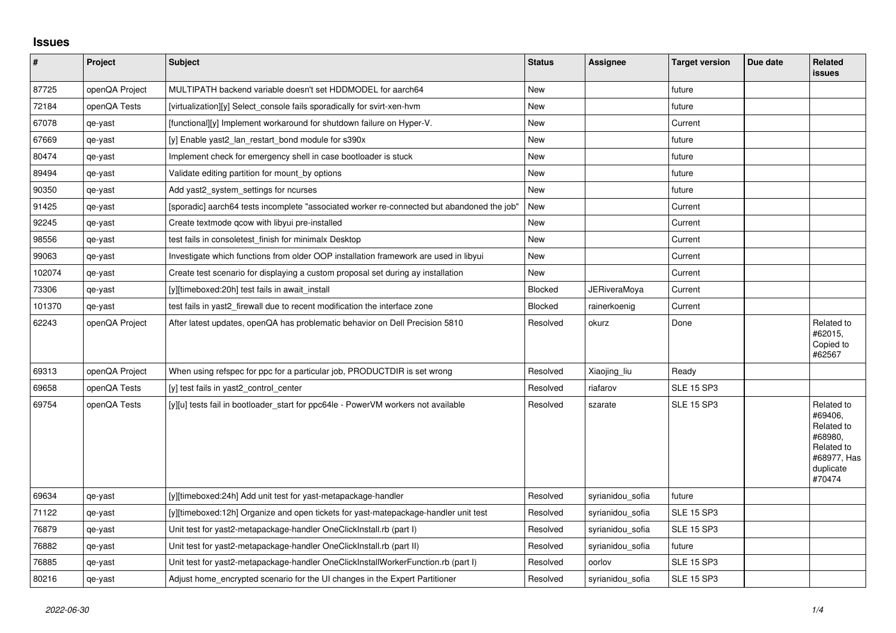## Issues

| # | Project | Subject | Status | Assignee | Target version | Due date | Related issues |
|---|---|---|---|---|---|---|---|
| 87725 | openQA Project | MULTIPATH backend variable doesn't set HDDMODEL for aarch64 | New | | future | | |
| 72184 | openQA Tests | [virtualization][y] Select_console fails sporadically for svirt-xen-hvm | New | | future | | |
| 67078 | qe-yast | [functional][y] Implement workaround for shutdown failure on Hyper-V. | New | | Current | | |
| 67669 | qe-yast | [y] Enable yast2_lan_restart_bond module for s390x | New | | future | | |
| 80474 | qe-yast | Implement check for emergency shell in case bootloader is stuck | New | | future | | |
| 89494 | qe-yast | Validate editing partition for mount_by options | New | | future | | |
| 90350 | qe-yast | Add yast2_system_settings for ncurses | New | | future | | |
| 91425 | qe-yast | [sporadic] aarch64 tests incomplete "associated worker re-connected but abandoned the job" | New | | Current | | |
| 92245 | qe-yast | Create textmode qcow with libyui pre-installed | New | | Current | | |
| 98556 | qe-yast | test fails in consoletest_finish for minimalx Desktop | New | | Current | | |
| 99063 | qe-yast | Investigate which functions from older OOP installation framework are used in libyui | New | | Current | | |
| 102074 | qe-yast | Create test scenario for displaying a custom proposal set during ay installation | New | | Current | | |
| 73306 | qe-yast | [y][timeboxed:20h] test fails in await_install | Blocked | JERiveraMoya | Current | | |
| 101370 | qe-yast | test fails in yast2_firewall due to recent modification the interface zone | Blocked | rainerkoenig | Current | | |
| 62243 | openQA Project | After latest updates, openQA has problematic behavior on Dell Precision 5810 | Resolved | okurz | Done | | Related to #62015, Copied to #62567 |
| 69313 | openQA Project | When using refspec for ppc for a particular job, PRODUCTDIR is set wrong | Resolved | Xiaojing_liu | Ready | | |
| 69658 | openQA Tests | [y] test fails in yast2_control_center | Resolved | riafarov | SLE 15 SP3 | | |
| 69754 | openQA Tests | [y][u] tests fail in bootloader_start for ppc64le - PowerVM workers not available | Resolved | szarate | SLE 15 SP3 | | Related to #69406, Related to #68980, Related to #68977, Has duplicate #70474 |
| 69634 | qe-yast | [y][timeboxed:24h] Add unit test for yast-metapackage-handler | Resolved | syrianidou_sofia | future | | |
| 71122 | qe-yast | [y][timeboxed:12h] Organize and open tickets for yast-matepackage-handler unit test | Resolved | syrianidou_sofia | SLE 15 SP3 | | |
| 76879 | qe-yast | Unit test for yast2-metapackage-handler OneClickInstall.rb (part I) | Resolved | syrianidou_sofia | SLE 15 SP3 | | |
| 76882 | qe-yast | Unit test for yast2-metapackage-handler OneClickInstall.rb (part II) | Resolved | syrianidou_sofia | future | | |
| 76885 | qe-yast | Unit test for yast2-metapackage-handler OneClickInstallWorkerFunction.rb (part I) | Resolved | oorlov | SLE 15 SP3 | | |
| 80216 | qe-yast | Adjust home_encrypted scenario for the UI changes in the Expert Partitioner | Resolved | syrianidou_sofia | SLE 15 SP3 | | |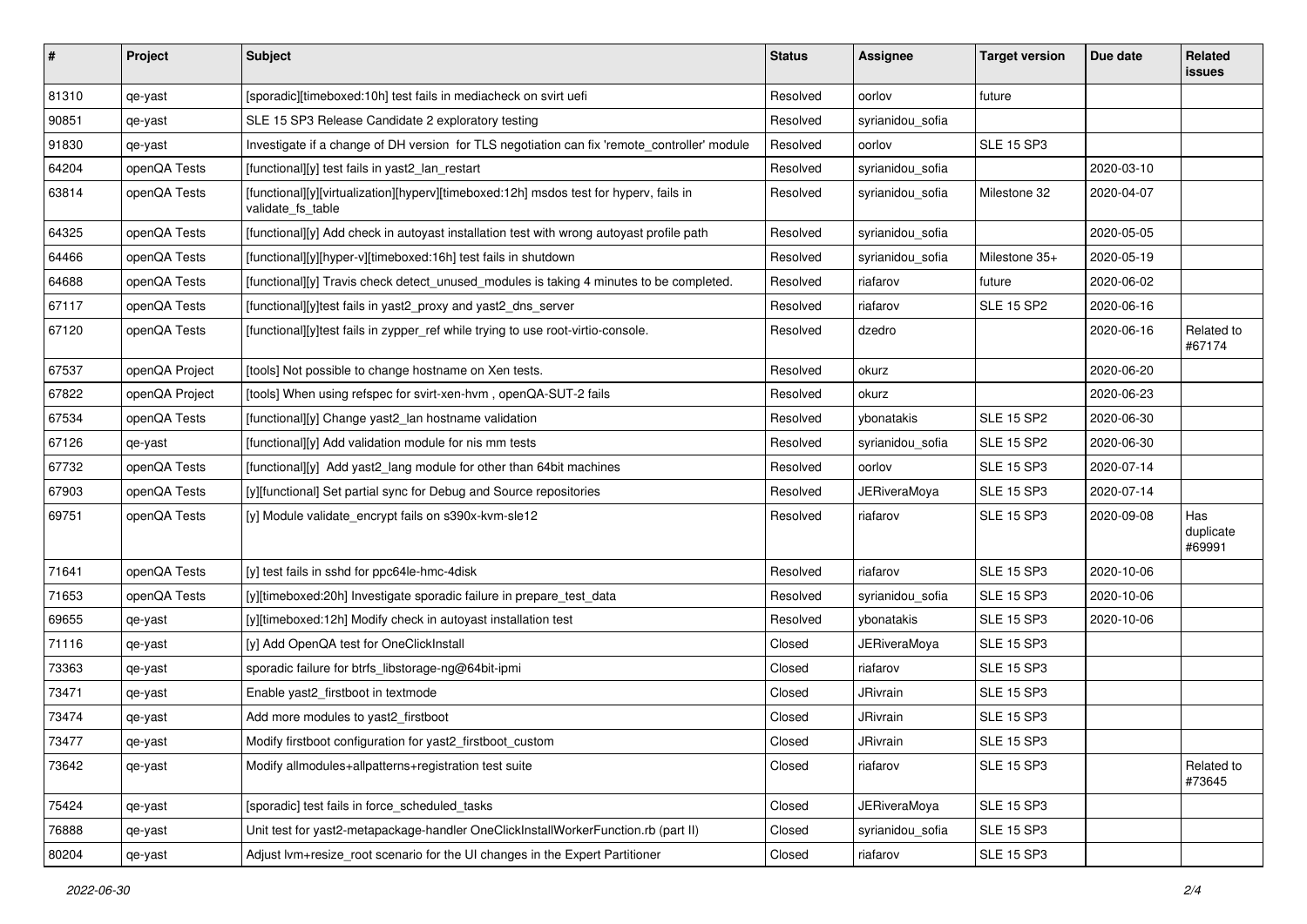| # | Project | Subject | Status | Assignee | Target version | Due date | Related issues |
|---|---|---|---|---|---|---|---|
| 81310 | qe-yast | [sporadic][timeboxed:10h] test fails in mediacheck on svirt uefi | Resolved | oorlov | future | | |
| 90851 | qe-yast | SLE 15 SP3 Release Candidate 2 exploratory testing | Resolved | syrianidou_sofia | | | |
| 91830 | qe-yast | Investigate if a change of DH version for TLS negotiation can fix 'remote_controller' module | Resolved | oorlov | SLE 15 SP3 | | |
| 64204 | openQA Tests | [functional][y] test fails in yast2_lan_restart | Resolved | syrianidou_sofia | | 2020-03-10 | |
| 63814 | openQA Tests | [functional][y][virtualization][hyperv][timeboxed:12h] msdos test for hyperv, fails in validate_fs_table | Resolved | syrianidou_sofia | Milestone 32 | 2020-04-07 | |
| 64325 | openQA Tests | [functional][y] Add check in autoyast installation test with wrong autoyast profile path | Resolved | syrianidou_sofia | | 2020-05-05 | |
| 64466 | openQA Tests | [functional][y][hyper-v][timeboxed:16h] test fails in shutdown | Resolved | syrianidou_sofia | Milestone 35+ | 2020-05-19 | |
| 64688 | openQA Tests | [functional][y] Travis check detect_unused_modules is taking 4 minutes to be completed. | Resolved | riafarov | future | 2020-06-02 | |
| 67117 | openQA Tests | [functional][y]test fails in yast2_proxy and yast2_dns_server | Resolved | riafarov | SLE 15 SP2 | 2020-06-16 | |
| 67120 | openQA Tests | [functional][y]test fails in zypper_ref while trying to use root-virtio-console. | Resolved | dzedro | | 2020-06-16 | Related to #67174 |
| 67537 | openQA Project | [tools] Not possible to change hostname on Xen tests. | Resolved | okurz | | 2020-06-20 | |
| 67822 | openQA Project | [tools] When using refspec for svirt-xen-hvm , openQA-SUT-2 fails | Resolved | okurz | | 2020-06-23 | |
| 67534 | openQA Tests | [functional][y] Change yast2_lan hostname validation | Resolved | ybonatakis | SLE 15 SP2 | 2020-06-30 | |
| 67126 | qe-yast | [functional][y] Add validation module for nis mm tests | Resolved | syrianidou_sofia | SLE 15 SP2 | 2020-06-30 | |
| 67732 | openQA Tests | [functional][y] Add yast2_lang module for other than 64bit machines | Resolved | oorlov | SLE 15 SP3 | 2020-07-14 | |
| 67903 | openQA Tests | [y][functional] Set partial sync for Debug and Source repositories | Resolved | JERiveraMoya | SLE 15 SP3 | 2020-07-14 | |
| 69751 | openQA Tests | [y] Module validate_encrypt fails on s390x-kvm-sle12 | Resolved | riafarov | SLE 15 SP3 | 2020-09-08 | Has duplicate #69991 |
| 71641 | openQA Tests | [y] test fails in sshd for ppc64le-hmc-4disk | Resolved | riafarov | SLE 15 SP3 | 2020-10-06 | |
| 71653 | openQA Tests | [y][timeboxed:20h] Investigate sporadic failure in prepare_test_data | Resolved | syrianidou_sofia | SLE 15 SP3 | 2020-10-06 | |
| 69655 | qe-yast | [y][timeboxed:12h] Modify check in autoyast installation test | Resolved | ybonatakis | SLE 15 SP3 | 2020-10-06 | |
| 71116 | qe-yast | [y] Add OpenQA test for OneClickInstall | Closed | JERiveraMoya | SLE 15 SP3 | | |
| 73363 | qe-yast | sporadic failure for btrfs_libstorage-ng@64bit-ipmi | Closed | riafarov | SLE 15 SP3 | | |
| 73471 | qe-yast | Enable yast2_firstboot in textmode | Closed | JRivrain | SLE 15 SP3 | | |
| 73474 | qe-yast | Add more modules to yast2_firstboot | Closed | JRivrain | SLE 15 SP3 | | |
| 73477 | qe-yast | Modify firstboot configuration for yast2_firstboot_custom | Closed | JRivrain | SLE 15 SP3 | | |
| 73642 | qe-yast | Modify allmodules+allpatterns+registration test suite | Closed | riafarov | SLE 15 SP3 | | Related to #73645 |
| 75424 | qe-yast | [sporadic] test fails in force_scheduled_tasks | Closed | JERiveraMoya | SLE 15 SP3 | | |
| 76888 | qe-yast | Unit test for yast2-metapackage-handler OneClickInstallWorkerFunction.rb (part II) | Closed | syrianidou_sofia | SLE 15 SP3 | | |
| 80204 | qe-yast | Adjust lvm+resize_root scenario for the UI changes in the Expert Partitioner | Closed | riafarov | SLE 15 SP3 | | |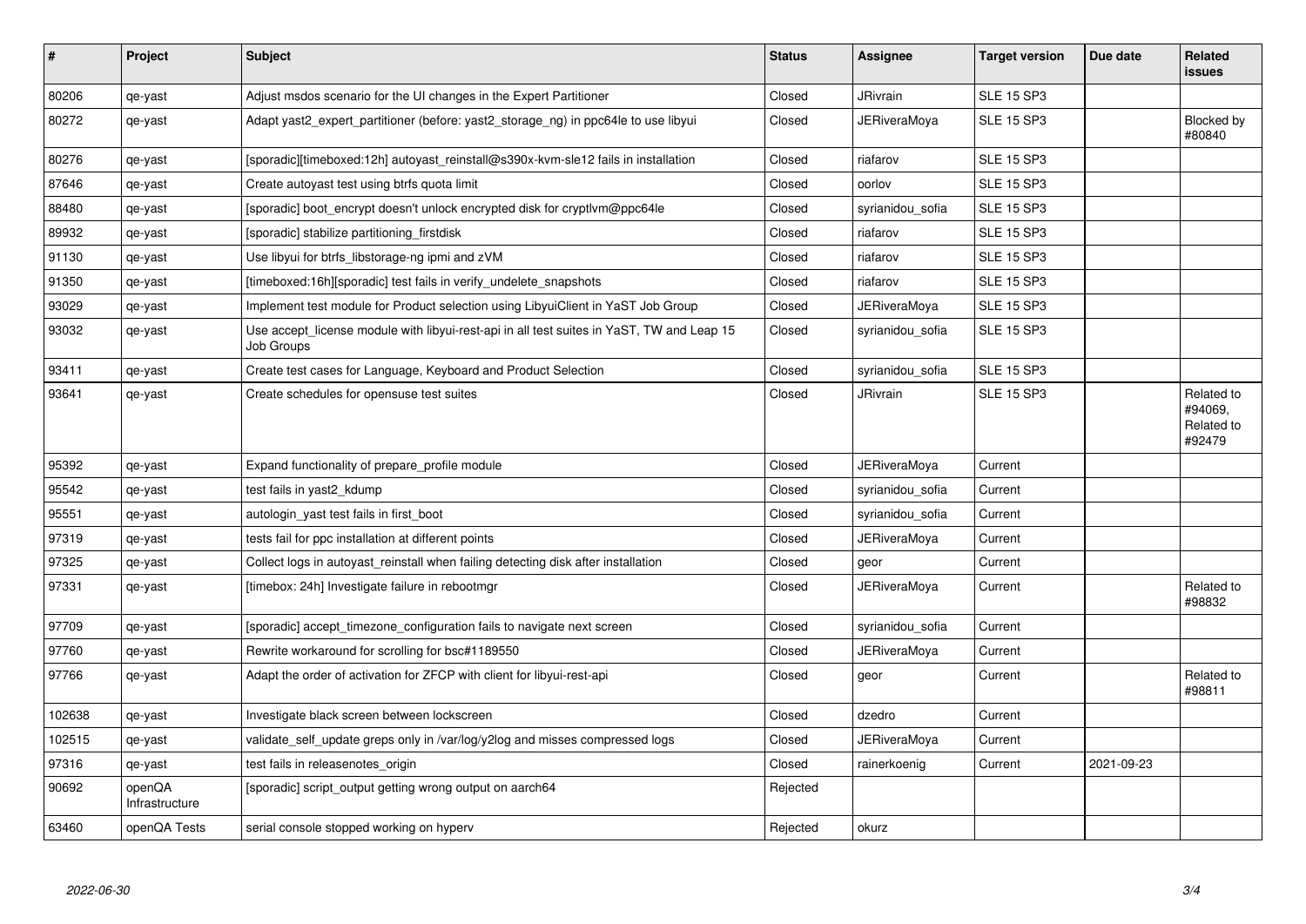| # | Project | Subject | Status | Assignee | Target version | Due date | Related issues |
|---|---|---|---|---|---|---|---|
| 80206 | qe-yast | Adjust msdos scenario for the UI changes in the Expert Partitioner | Closed | JRivrain | SLE 15 SP3 | | |
| 80272 | qe-yast | Adapt yast2_expert_partitioner (before: yast2_storage_ng) in ppc64le to use libyui | Closed | JERiveraMoya | SLE 15 SP3 | | Blocked by #80840 |
| 80276 | qe-yast | [sporadic][timeboxed:12h] autoyast_reinstall@s390x-kvm-sle12 fails in installation | Closed | riafarov | SLE 15 SP3 | | |
| 87646 | qe-yast | Create autoyast test using btrfs quota limit | Closed | oorlov | SLE 15 SP3 | | |
| 88480 | qe-yast | [sporadic] boot_encrypt doesn't unlock encrypted disk for cryptlvm@ppc64le | Closed | syrianidou_sofia | SLE 15 SP3 | | |
| 89932 | qe-yast | [sporadic] stabilize partitioning_firstdisk | Closed | riafarov | SLE 15 SP3 | | |
| 91130 | qe-yast | Use libyui for btrfs_libstorage-ng ipmi and zVM | Closed | riafarov | SLE 15 SP3 | | |
| 91350 | qe-yast | [timeboxed:16h][sporadic] test fails in verify_undelete_snapshots | Closed | riafarov | SLE 15 SP3 | | |
| 93029 | qe-yast | Implement test module for Product selection using LibyuiClient in YaST Job Group | Closed | JERiveraMoya | SLE 15 SP3 | | |
| 93032 | qe-yast | Use accept_license module with libyui-rest-api in all test suites in YaST, TW and Leap 15 Job Groups | Closed | syrianidou_sofia | SLE 15 SP3 | | |
| 93411 | qe-yast | Create test cases for Language, Keyboard and Product Selection | Closed | syrianidou_sofia | SLE 15 SP3 | | |
| 93641 | qe-yast | Create schedules for opensuse test suites | Closed | JRivrain | SLE 15 SP3 | | Related to #94069, Related to #92479 |
| 95392 | qe-yast | Expand functionality of prepare_profile module | Closed | JERiveraMoya | Current | | |
| 95542 | qe-yast | test fails in yast2_kdump | Closed | syrianidou_sofia | Current | | |
| 95551 | qe-yast | autologin_yast test fails in first_boot | Closed | syrianidou_sofia | Current | | |
| 97319 | qe-yast | tests fail for ppc installation at different points | Closed | JERiveraMoya | Current | | |
| 97325 | qe-yast | Collect logs in autoyast_reinstall when failing detecting disk after installation | Closed | geor | Current | | |
| 97331 | qe-yast | [timebox: 24h] Investigate failure in rebootmgr | Closed | JERiveraMoya | Current | | Related to #98832 |
| 97709 | qe-yast | [sporadic] accept_timezone_configuration fails to navigate next screen | Closed | syrianidou_sofia | Current | | |
| 97760 | qe-yast | Rewrite workaround for scrolling for bsc#1189550 | Closed | JERiveraMoya | Current | | |
| 97766 | qe-yast | Adapt the order of activation for ZFCP with client for libyui-rest-api | Closed | geor | Current | | Related to #98811 |
| 102638 | qe-yast | Investigate black screen between lockscreen | Closed | dzedro | Current | | |
| 102515 | qe-yast | validate_self_update greps only in /var/log/y2log and misses compressed logs | Closed | JERiveraMoya | Current | | |
| 97316 | qe-yast | test fails in releasenotes_origin | Closed | rainerkoenig | Current | 2021-09-23 | |
| 90692 | openQA Infrastructure | [sporadic] script_output getting wrong output on aarch64 | Rejected | | | | |
| 63460 | openQA Tests | serial console stopped working on hyperv | Rejected | okurz | | | |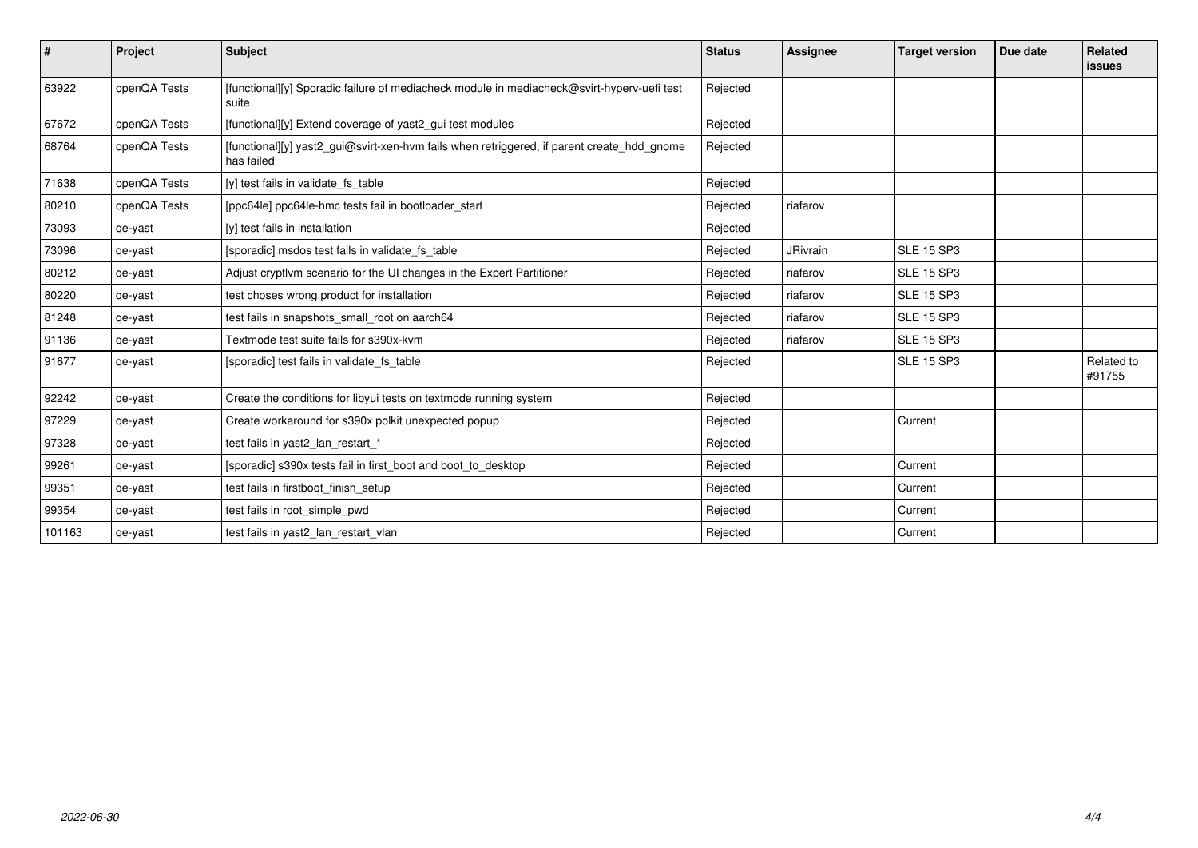| # | Project | Subject | Status | Assignee | Target version | Due date | Related issues |
|---|---|---|---|---|---|---|---|
| 63922 | openQA Tests | [functional][y] Sporadic failure of mediacheck module in mediacheck@svirt-hyperv-uefi test suite | Rejected | | | | |
| 67672 | openQA Tests | [functional][y] Extend coverage of yast2_gui test modules | Rejected | | | | |
| 68764 | openQA Tests | [functional][y] yast2_gui@svirt-xen-hvm fails when retriggered, if parent create_hdd_gnome has failed | Rejected | | | | |
| 71638 | openQA Tests | [y] test fails in validate_fs_table | Rejected | | | | |
| 80210 | openQA Tests | [ppc64le] ppc64le-hmc tests fail in bootloader_start | Rejected | riafarov | | | |
| 73093 | qe-yast | [y] test fails in installation | Rejected | | | | |
| 73096 | qe-yast | [sporadic] msdos test fails in validate_fs_table | Rejected | JRivrain | SLE 15 SP3 | | |
| 80212 | qe-yast | Adjust cryptlvm scenario for the UI changes in the Expert Partitioner | Rejected | riafarov | SLE 15 SP3 | | |
| 80220 | qe-yast | test choses wrong product for installation | Rejected | riafarov | SLE 15 SP3 | | |
| 81248 | qe-yast | test fails in snapshots_small_root on aarch64 | Rejected | riafarov | SLE 15 SP3 | | |
| 91136 | qe-yast | Textmode test suite fails for s390x-kvm | Rejected | riafarov | SLE 15 SP3 | | |
| 91677 | qe-yast | [sporadic] test fails in validate_fs_table | Rejected | | SLE 15 SP3 | | Related to #91755 |
| 92242 | qe-yast | Create the conditions for libyui tests on textmode running system | Rejected | | | | |
| 97229 | qe-yast | Create workaround for s390x polkit unexpected popup | Rejected | | Current | | |
| 97328 | qe-yast | test fails in yast2_lan_restart_* | Rejected | | | | |
| 99261 | qe-yast | [sporadic] s390x tests fail in first_boot and boot_to_desktop | Rejected | | Current | | |
| 99351 | qe-yast | test fails in firstboot_finish_setup | Rejected | | Current | | |
| 99354 | qe-yast | test fails in root_simple_pwd | Rejected | | Current | | |
| 101163 | qe-yast | test fails in yast2_lan_restart_vlan | Rejected | | Current | | |